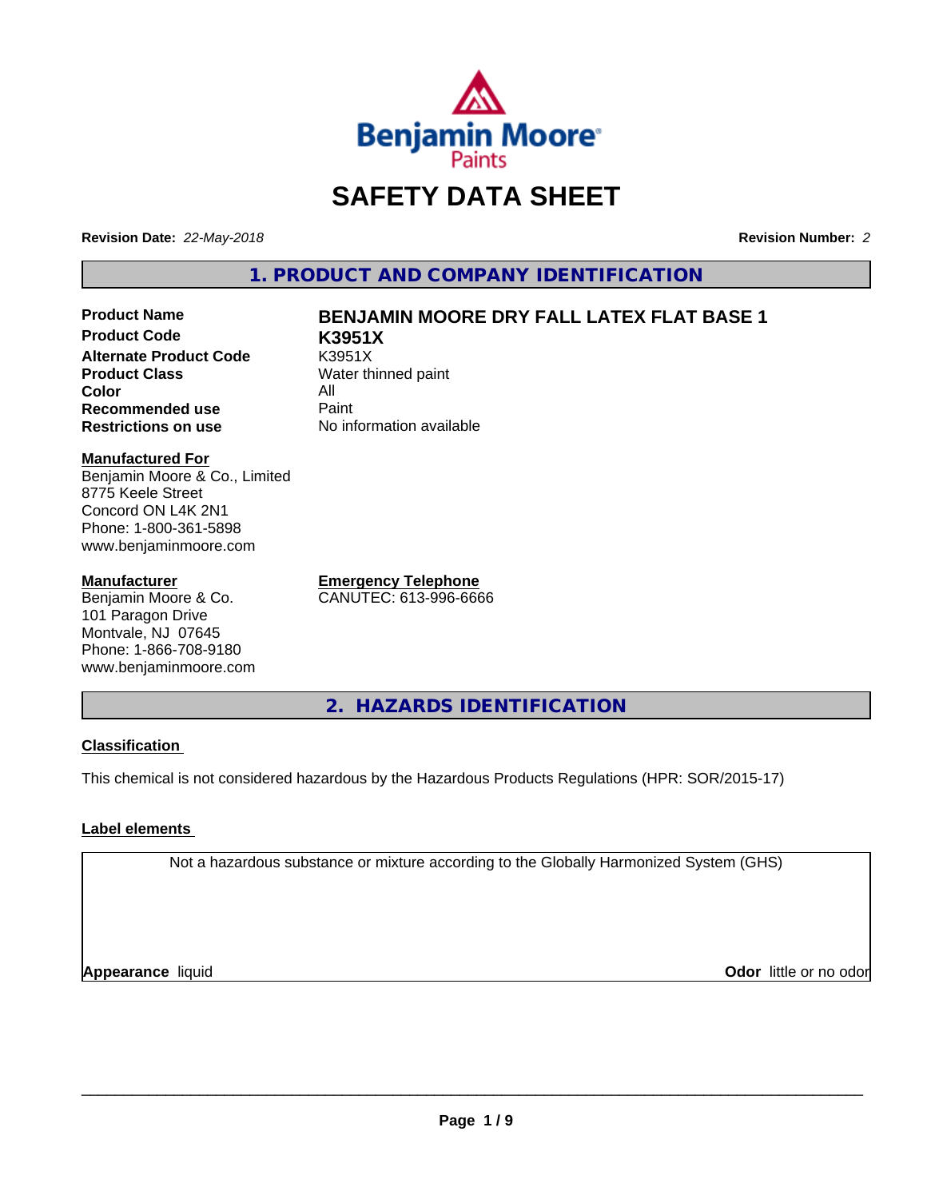Benjamin Moore Paints

# SAFETY DATA SHEET

**Revision Date:** *22-May-2018* **Revision Number:** *2*

## 1. PRODUCT AND COMPANY IDENTIFICATION

| | |
|---|---|
| **Product Name** | **BENJAMIN MOORE DRY FALL LATEX FLAT BASE 1** |
| **Product Code** | **K3951X** |
| **Alternate Product Code** | K3951X |
| **Product Class** | Water thinned paint |
| **Color** | All |
| **Recommended use** | Paint |
| **Restrictions on use** | No information available |

**Manufactured For**
Benjamin Moore & Co., Limited
8775 Keele Street
Concord ON L4K 2N1
Phone: 1-800-361-5898
www.benjaminmoore.com

**Manufacturer**
Benjamin Moore & Co.
101 Paragon Drive
Montvale, NJ 07645
Phone: 1-866-708-9180
www.benjaminmoore.com

**Emergency Telephone**
CANUTEC: 613-996-6666

## 2. HAZARDS IDENTIFICATION

**Classification**

This chemical is not considered hazardous by the Hazardous Products Regulations (HPR: SOR/2015-17)

**Label elements**

Not a hazardous substance or mixture according to the Globally Harmonized System (GHS)

**Appearance** liquid **Odor** little or no odor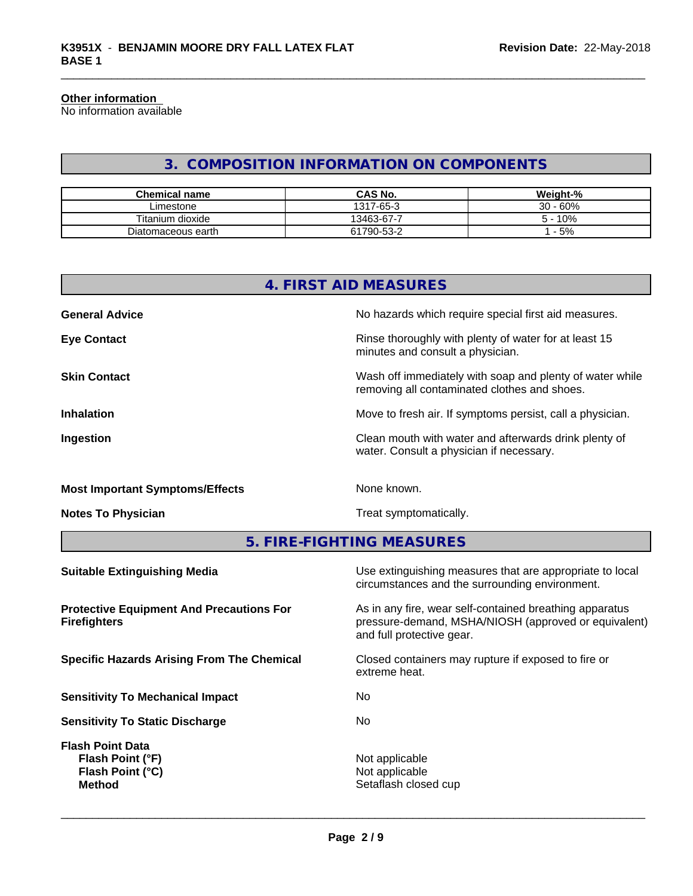### Other information

No information available

## 3. COMPOSITION INFORMATION ON COMPONENTS

| Chemical name | CAS No. | Weight-% |
| --- | --- | --- |
| Limestone | 1317-65-3 | 30 - 60% |
| Titanium dioxide | 13463-67-7 | 5 - 10% |
| Diatomaceous earth | 61790-53-2 | 1 - 5% |

## 4. FIRST AID MEASURES

| | |
| --- | --- |
| **General Advice** | No hazards which require special first aid measures. |
| **Eye Contact** | Rinse thoroughly with plenty of water for at least 15 minutes and consult a physician. |
| **Skin Contact** | Wash off immediately with soap and plenty of water while removing all contaminated clothes and shoes. |
| **Inhalation** | Move to fresh air. If symptoms persist, call a physician. |
| **Ingestion** | Clean mouth with water and afterwards drink plenty of water. Consult a physician if necessary. |
| **Most Important Symptoms/Effects** | None known. |
| **Notes To Physician** | Treat symptomatically. |

## 5. FIRE-FIGHTING MEASURES

| | |
| --- | --- |
| **Suitable Extinguishing Media** | Use extinguishing measures that are appropriate to local circumstances and the surrounding environment. |
| **Protective Equipment And Precautions For Firefighters** | As in any fire, wear self-contained breathing apparatus pressure-demand, MSHA/NIOSH (approved or equivalent) and full protective gear. |
| **Specific Hazards Arising From The Chemical** | Closed containers may rupture if exposed to fire or extreme heat. |
| **Sensitivity To Mechanical Impact** | No |
| **Sensitivity To Static Discharge** | No |

**Flash Point Data**

| | |
| --- | --- |
| **Flash Point (°F)** | Not applicable |
| **Flash Point (°C)** | Not applicable |
| **Method** | Setaflash closed cup |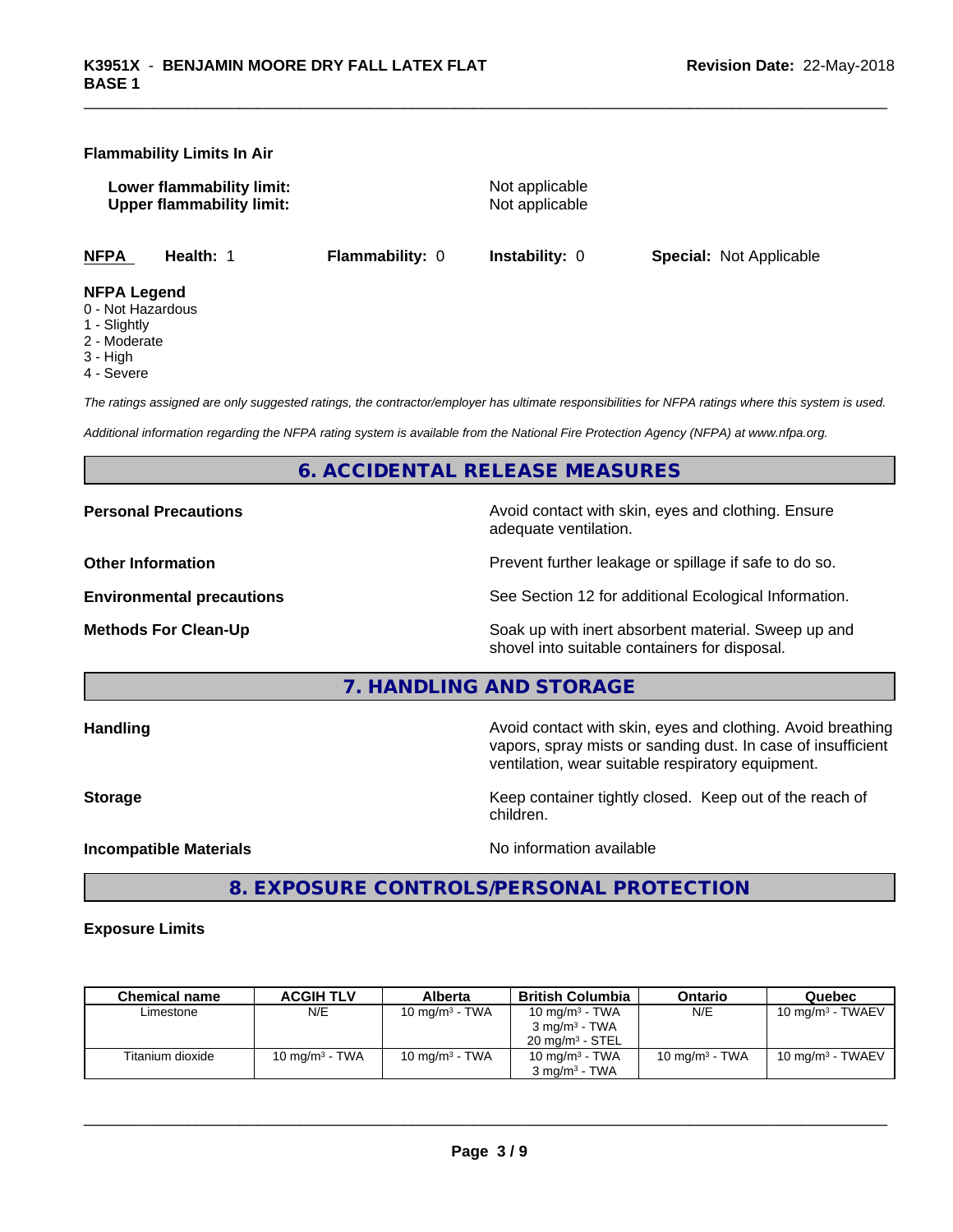**Flammability Limits In Air**

**Lower flammability limit:** Not applicable
**Upper flammability limit:** Not applicable

**NFPA** **Health:** 1 **Flammability:** 0 **Instability:** 0 **Special:** Not Applicable

**NFPA Legend**
0 - Not Hazardous
1 - Slightly
2 - Moderate
3 - High
4 - Severe

*The ratings assigned are only suggested ratings, the contractor/employer has ultimate responsibilities for NFPA ratings where this system is used.*

*Additional information regarding the NFPA rating system is available from the National Fire Protection Agency (NFPA) at www.nfpa.org.*

## 6. ACCIDENTAL RELEASE MEASURES

**Personal Precautions** Avoid contact with skin, eyes and clothing. Ensure adequate ventilation.

**Other Information** Prevent further leakage or spillage if safe to do so.

**Environmental precautions** See Section 12 for additional Ecological Information.

**Methods For Clean-Up** Soak up with inert absorbent material. Sweep up and shovel into suitable containers for disposal.

## 7. HANDLING AND STORAGE

**Handling** Avoid contact with skin, eyes and clothing. Avoid breathing vapors, spray mists or sanding dust. In case of insufficient ventilation, wear suitable respiratory equipment.

**Storage** Keep container tightly closed. Keep out of the reach of children.

**Incompatible Materials** No information available

## 8. EXPOSURE CONTROLS/PERSONAL PROTECTION

**Exposure Limits**

| Chemical name | ACGIH TLV | Alberta | British Columbia | Ontario | Quebec |
|---|---|---|---|---|---|
| Limestone | N/E | 10 mg/m³ - TWA | 10 mg/m³ - TWA<br>3 mg/m³ - TWA<br>20 mg/m³ - STEL | N/E | 10 mg/m³ - TWAEV |
| Titanium dioxide | 10 mg/m³ - TWA | 10 mg/m³ - TWA | 10 mg/m³ - TWA<br>3 mg/m³ - TWA | 10 mg/m³ - TWA | 10 mg/m³ - TWAEV |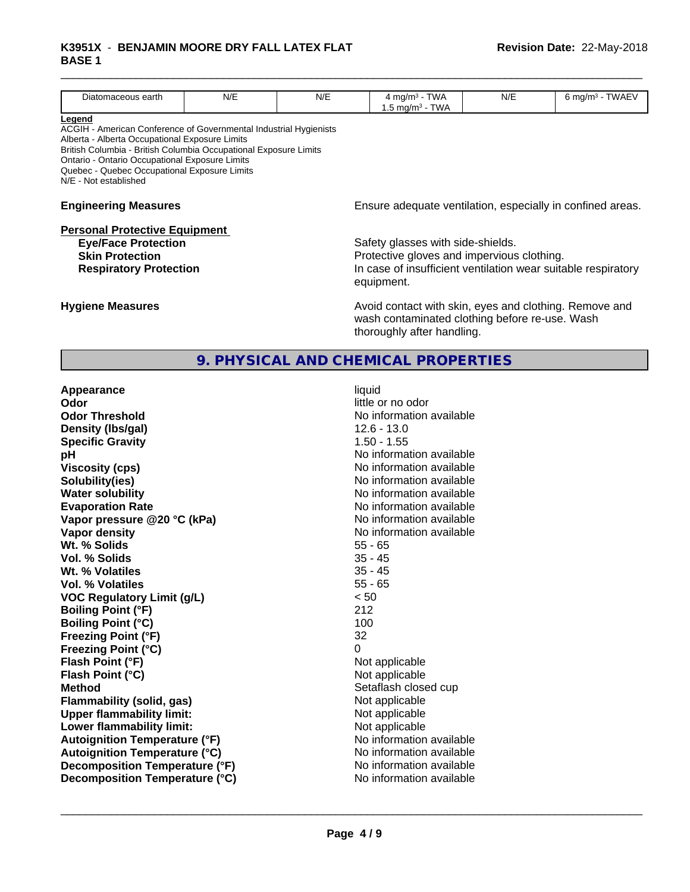| Diatomaceous earth | N/E | N/E | 4 mg/m³ - TWA 1.5 mg/m³ - TWA | N/E | 6 mg/m³ - TWAEV |
|---|---|---|---|---|---|

**Legend**
ACGIH - American Conference of Governmental Industrial Hygienists
Alberta - Alberta Occupational Exposure Limits
British Columbia - British Columbia Occupational Exposure Limits
Ontario - Ontario Occupational Exposure Limits
Quebec - Quebec Occupational Exposure Limits
N/E - Not established

**Engineering Measures** Ensure adequate ventilation, especially in confined areas.

**Personal Protective Equipment**

**Eye/Face Protection** Safety glasses with side-shields.
**Skin Protection** Protective gloves and impervious clothing.
**Respiratory Protection** In case of insufficient ventilation wear suitable respiratory equipment.

**Hygiene Measures** Avoid contact with skin, eyes and clothing. Remove and wash contaminated clothing before re-use. Wash thoroughly after handling.

## 9. PHYSICAL AND CHEMICAL PROPERTIES

| | |
|---|---|
| **Appearance** | liquid |
| **Odor** | little or no odor |
| **Odor Threshold** | No information available |
| **Density (lbs/gal)** | 12.6 - 13.0 |
| **Specific Gravity** | 1.50 - 1.55 |
| **pH** | No information available |
| **Viscosity (cps)** | No information available |
| **Solubility(ies)** | No information available |
| **Water solubility** | No information available |
| **Evaporation Rate** | No information available |
| **Vapor pressure @20 °C (kPa)** | No information available |
| **Vapor density** | No information available |
| **Wt. % Solids** | 55 - 65 |
| **Vol. % Solids** | 35 - 45 |
| **Wt. % Volatiles** | 35 - 45 |
| **Vol. % Volatiles** | 55 - 65 |
| **VOC Regulatory Limit (g/L)** | < 50 |
| **Boiling Point (°F)** | 212 |
| **Boiling Point (°C)** | 100 |
| **Freezing Point (°F)** | 32 |
| **Freezing Point (°C)** | 0 |
| **Flash Point (°F)** | Not applicable |
| **Flash Point (°C)** | Not applicable |
| **Method** | Setaflash closed cup |
| **Flammability (solid, gas)** | Not applicable |
| **Upper flammability limit:** | Not applicable |
| **Lower flammability limit:** | Not applicable |
| **Autoignition Temperature (°F)** | No information available |
| **Autoignition Temperature (°C)** | No information available |
| **Decomposition Temperature (°F)** | No information available |
| **Decomposition Temperature (°C)** | No information available |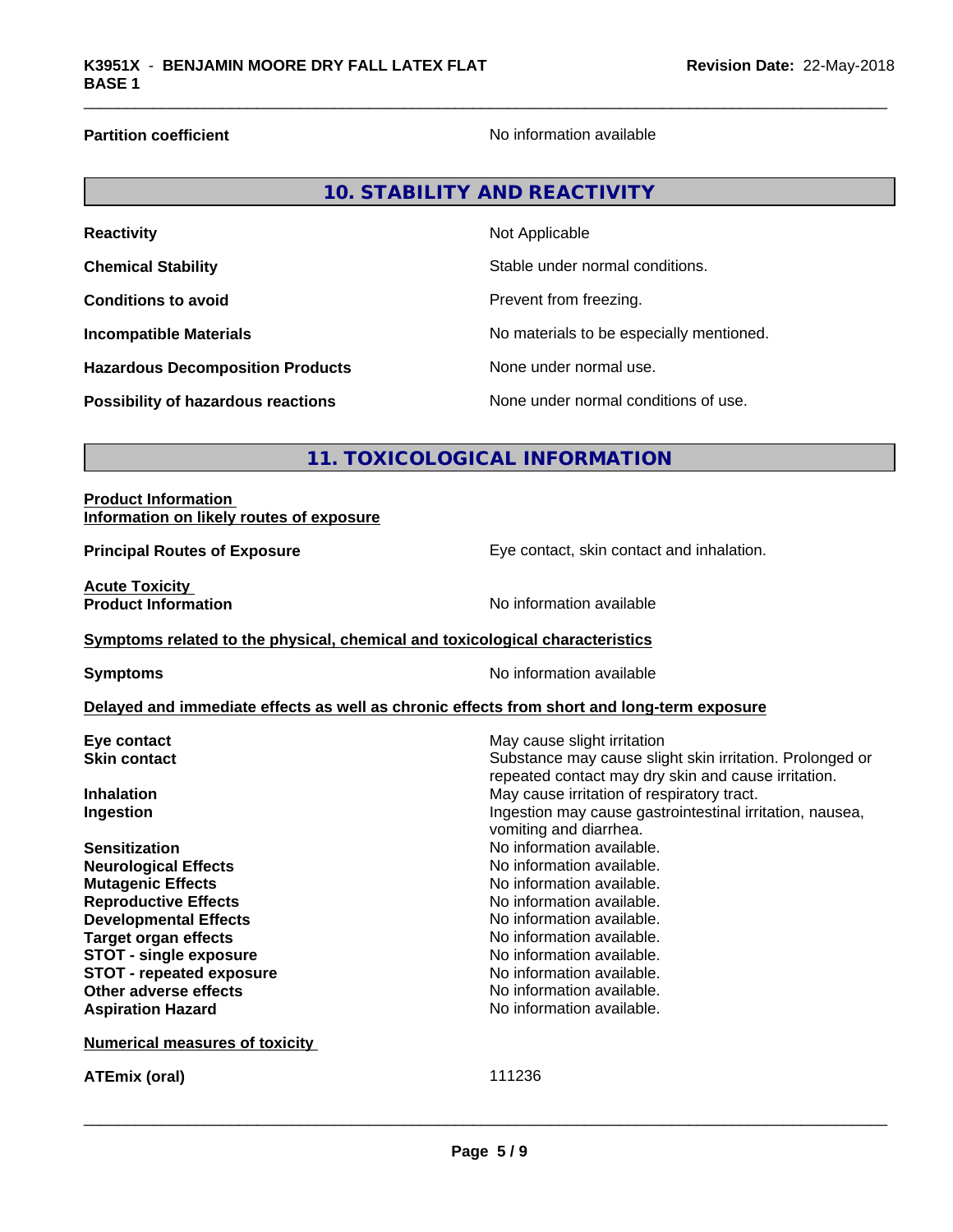| | |
|---|---|
| **Partition coefficient** | No information available |

## 10. STABILITY AND REACTIVITY

| | |
|---|---|
| **Reactivity** | Not Applicable |
| **Chemical Stability** | Stable under normal conditions. |
| **Conditions to avoid** | Prevent from freezing. |
| **Incompatible Materials** | No materials to be especially mentioned. |
| **Hazardous Decomposition Products** | None under normal use. |
| **Possibility of hazardous reactions** | None under normal conditions of use. |

## 11. TOXICOLOGICAL INFORMATION

**Product Information**
**Information on likely routes of exposure**

| | |
|---|---|
| **Principal Routes of Exposure** | Eye contact, skin contact and inhalation. |

**Acute Toxicity**

| | |
|---|---|
| **Product Information** | No information available |

**Symptoms related to the physical, chemical and toxicological characteristics**

| | |
|---|---|
| **Symptoms** | No information available |

**Delayed and immediate effects as well as chronic effects from short and long-term exposure**

| | |
|---|---|
| **Eye contact** | May cause slight irritation |
| **Skin contact** | Substance may cause slight skin irritation. Prolonged or repeated contact may dry skin and cause irritation. |
| **Inhalation** | May cause irritation of respiratory tract. |
| **Ingestion** | Ingestion may cause gastrointestinal irritation, nausea, vomiting and diarrhea. |
| **Sensitization** | No information available. |
| **Neurological Effects** | No information available. |
| **Mutagenic Effects** | No information available. |
| **Reproductive Effects** | No information available. |
| **Developmental Effects** | No information available. |
| **Target organ effects** | No information available. |
| **STOT - single exposure** | No information available. |
| **STOT - repeated exposure** | No information available. |
| **Other adverse effects** | No information available. |
| **Aspiration Hazard** | No information available. |

**Numerical measures of toxicity**

| | |
|---|---|
| **ATEmix (oral)** | 111236 |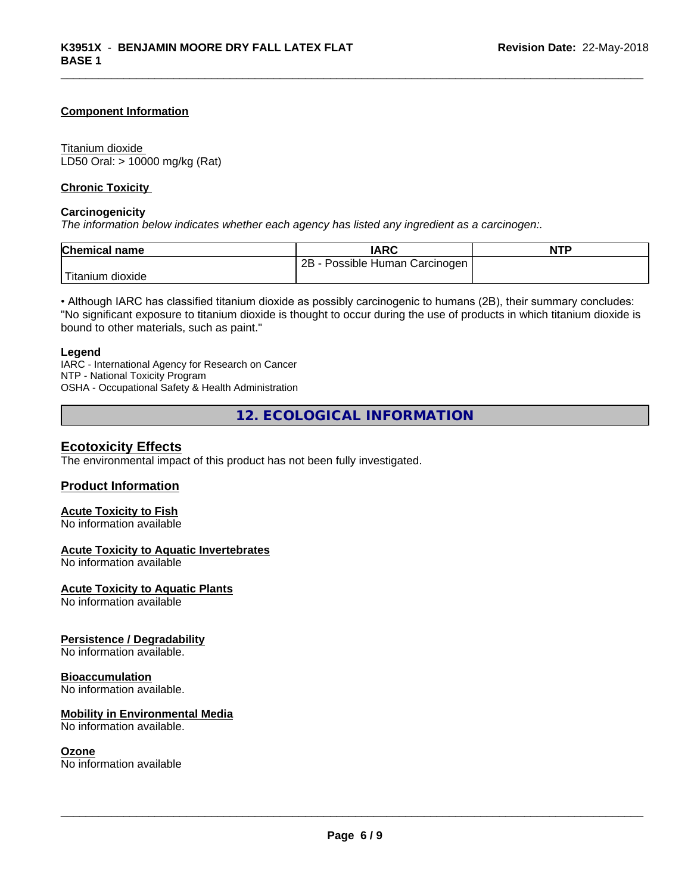**Component Information**

Titanium dioxide
LD50 Oral: > 10000 mg/kg (Rat)

**Chronic Toxicity**

**Carcinogenicity**

*The information below indicates whether each agency has listed any ingredient as a carcinogen:.*

| Chemical name | IARC | NTP |
|---|---|---|
| Titanium dioxide | 2B - Possible Human Carcinogen | |

• Although IARC has classified titanium dioxide as possibly carcinogenic to humans (2B), their summary concludes: "No significant exposure to titanium dioxide is thought to occur during the use of products in which titanium dioxide is bound to other materials, such as paint."

**Legend**

IARC - International Agency for Research on Cancer
NTP - National Toxicity Program
OSHA - Occupational Safety & Health Administration

## 12. ECOLOGICAL INFORMATION

### Ecotoxicity Effects

The environmental impact of this product has not been fully investigated.

### Product Information

**Acute Toxicity to Fish**
No information available

**Acute Toxicity to Aquatic Invertebrates**
No information available

**Acute Toxicity to Aquatic Plants**
No information available

**Persistence / Degradability**
No information available.

**Bioaccumulation**
No information available.

**Mobility in Environmental Media**
No information available.

**Ozone**
No information available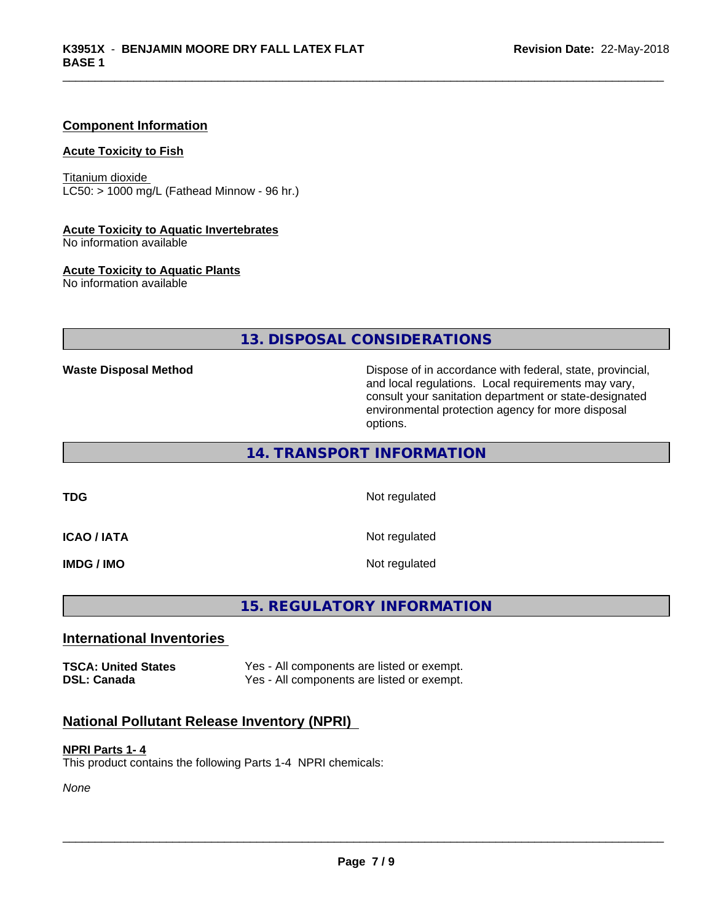## Component Information

### Acute Toxicity to Fish

Titanium dioxide
LC50: > 1000 mg/L (Fathead Minnow - 96 hr.)

### Acute Toxicity to Aquatic Invertebrates

No information available

### Acute Toxicity to Aquatic Plants

No information available

# 13. DISPOSAL CONSIDERATIONS

| | |
|---|---|
| **Waste Disposal Method** | Dispose of in accordance with federal, state, provincial, and local regulations. Local requirements may vary, consult your sanitation department or state-designated environmental protection agency for more disposal options. |

# 14. TRANSPORT INFORMATION

| | |
|---|---|
| **TDG** | Not regulated |
| **ICAO / IATA** | Not regulated |
| **IMDG / IMO** | Not regulated |

# 15. REGULATORY INFORMATION

## International Inventories

| | |
|---|---|
| **TSCA: United States** | Yes - All components are listed or exempt. |
| **DSL: Canada** | Yes - All components are listed or exempt. |

## National Pollutant Release Inventory (NPRI)

### NPRI Parts 1- 4

This product contains the following Parts 1-4 NPRI chemicals:

*None*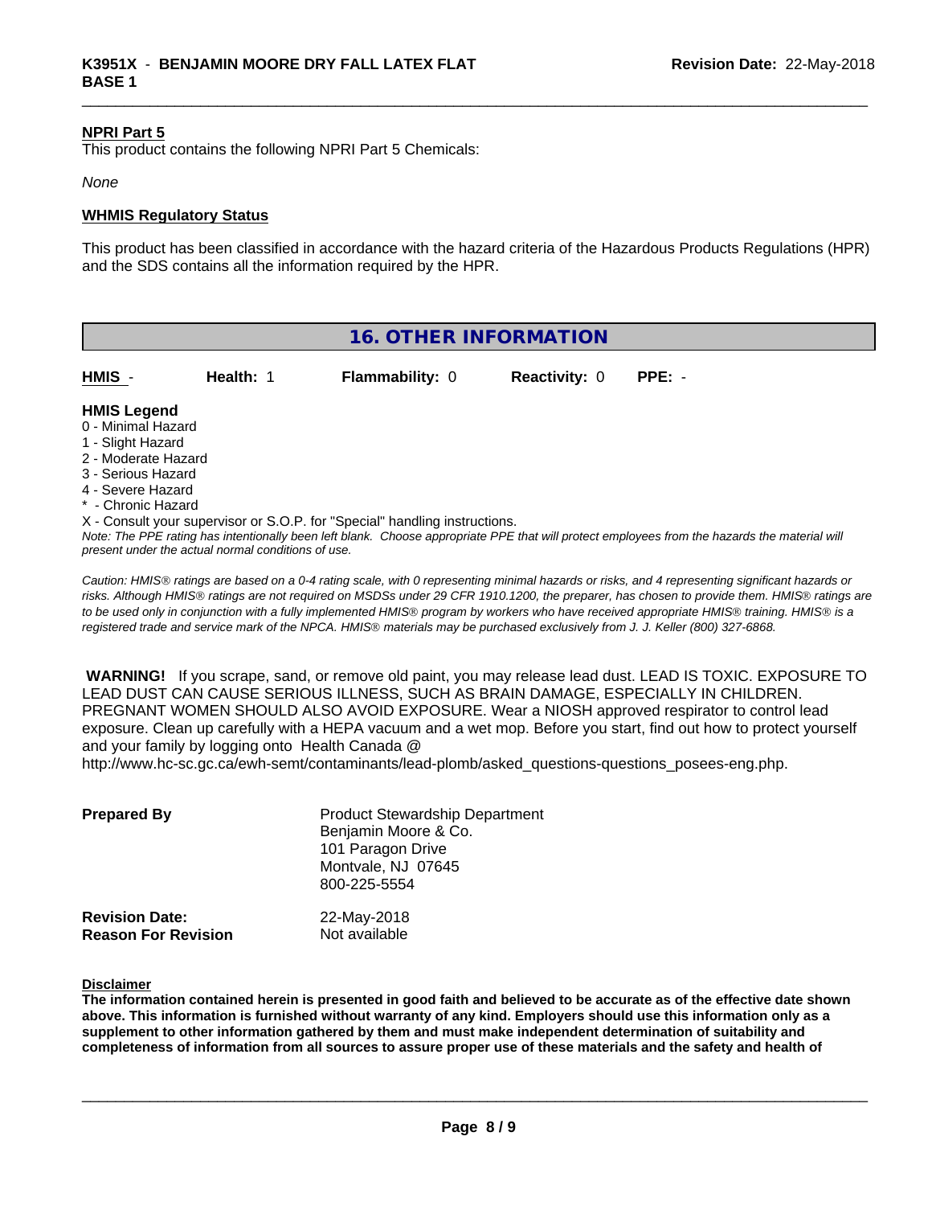**NPRI Part 5**

This product contains the following NPRI Part 5 Chemicals:

*None*

**WHMIS Regulatory Status**

This product has been classified in accordance with the hazard criteria of the Hazardous Products Regulations (HPR) and the SDS contains all the information required by the HPR.

## 16. OTHER INFORMATION

| HMIS - | Health: 1 | Flammability: 0 | Reactivity: 0 | PPE: - |
|---|---|---|---|---|

**HMIS Legend**

0 - Minimal Hazard
1 - Slight Hazard
2 - Moderate Hazard
3 - Serious Hazard
4 - Severe Hazard
* - Chronic Hazard
X - Consult your supervisor or S.O.P. for "Special" handling instructions.

*Note: The PPE rating has intentionally been left blank. Choose appropriate PPE that will protect employees from the hazards the material will present under the actual normal conditions of use.*

*Caution: HMIS® ratings are based on a 0-4 rating scale, with 0 representing minimal hazards or risks, and 4 representing significant hazards or risks. Although HMIS® ratings are not required on MSDSs under 29 CFR 1910.1200, the preparer, has chosen to provide them. HMIS® ratings are to be used only in conjunction with a fully implemented HMIS® program by workers who have received appropriate HMIS® training. HMIS® is a registered trade and service mark of the NPCA. HMIS® materials may be purchased exclusively from J. J. Keller (800) 327-6868.*

**WARNING!** If you scrape, sand, or remove old paint, you may release lead dust. LEAD IS TOXIC. EXPOSURE TO LEAD DUST CAN CAUSE SERIOUS ILLNESS, SUCH AS BRAIN DAMAGE, ESPECIALLY IN CHILDREN. PREGNANT WOMEN SHOULD ALSO AVOID EXPOSURE. Wear a NIOSH approved respirator to control lead exposure. Clean up carefully with a HEPA vacuum and a wet mop. Before you start, find out how to protect yourself and your family by logging onto Health Canada @ http://www.hc-sc.gc.ca/ewh-semt/contaminants/lead-plomb/asked_questions-questions_posees-eng.php.

**Prepared By**
Product Stewardship Department
Benjamin Moore & Co.
101 Paragon Drive
Montvale, NJ 07645
800-225-5554

**Revision Date:** 22-May-2018
**Reason For Revision** Not available

**Disclaimer**

**The information contained herein is presented in good faith and believed to be accurate as of the effective date shown above. This information is furnished without warranty of any kind. Employers should use this information only as a supplement to other information gathered by them and must make independent determination of suitability and completeness of information from all sources to assure proper use of these materials and the safety and health of**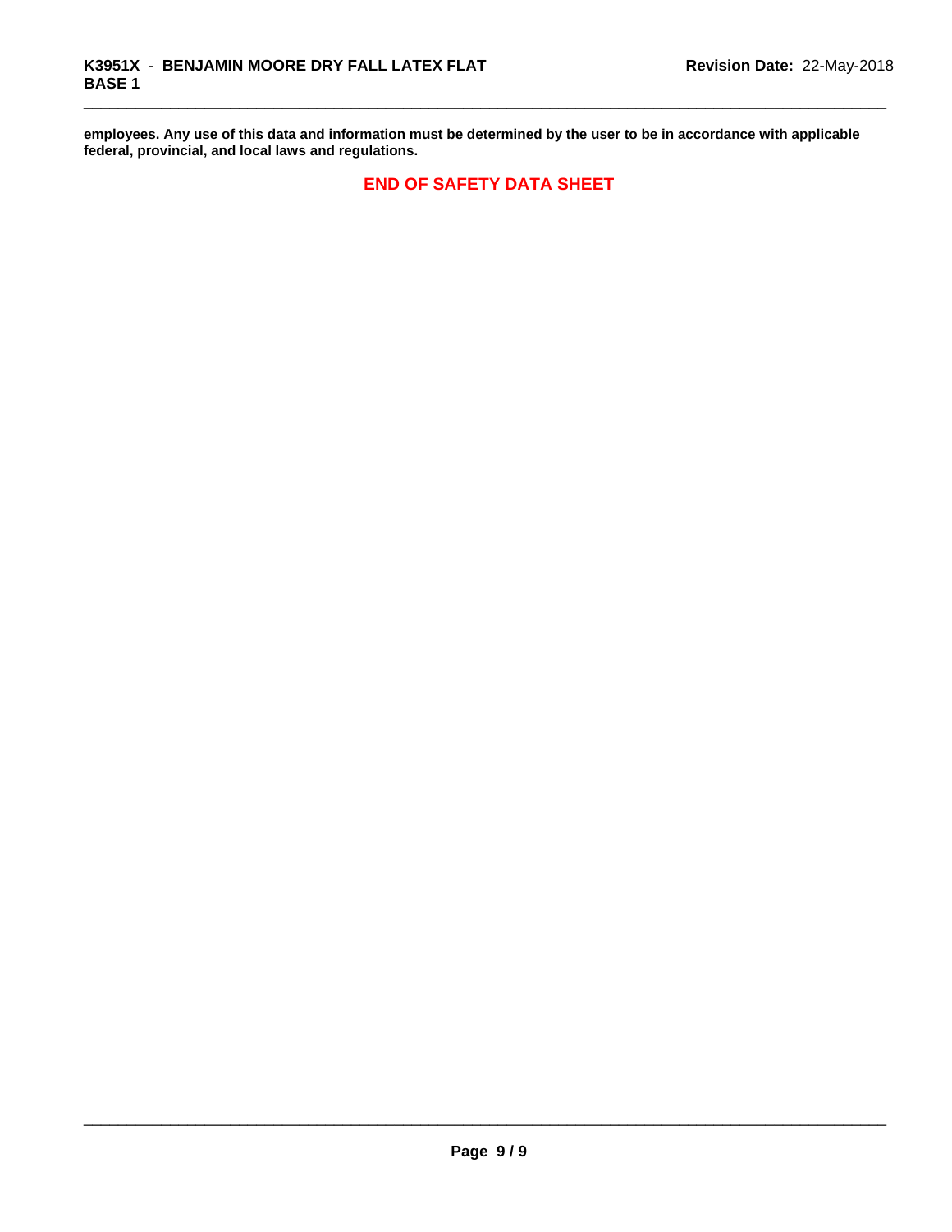**employees. Any use of this data and information must be determined by the user to be in accordance with applicable federal, provincial, and local laws and regulations.**

**END OF SAFETY DATA SHEET**